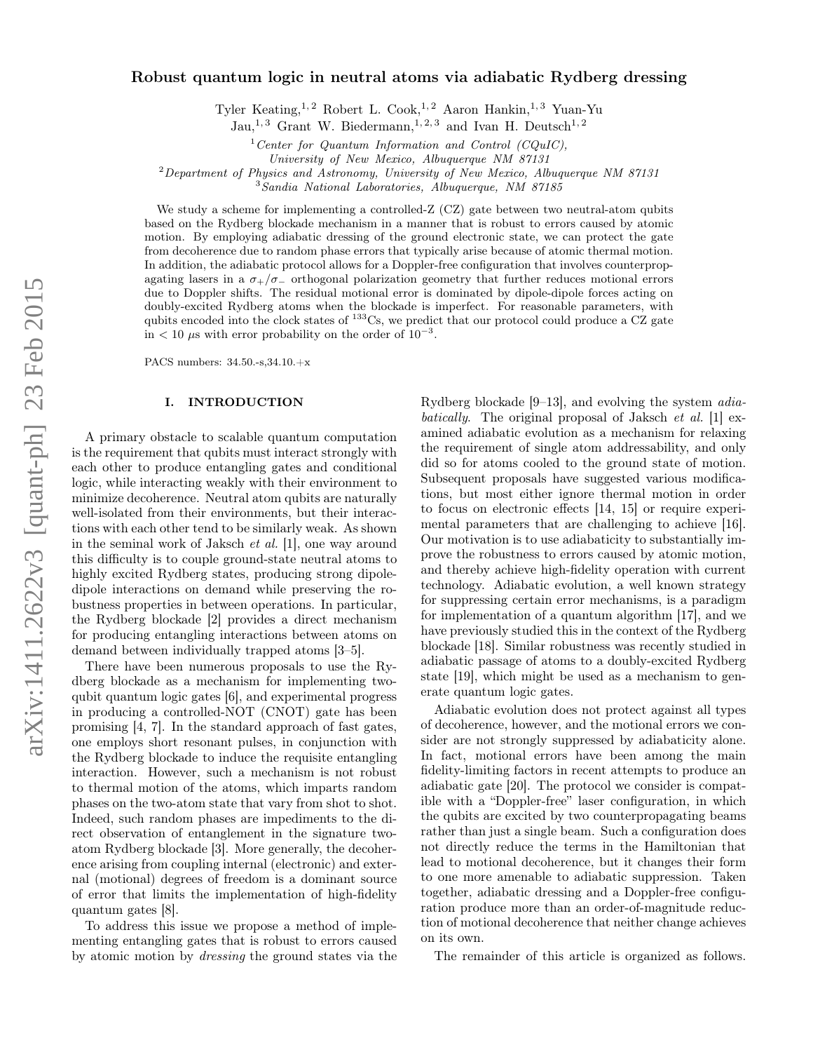# Robust quantum logic in neutral atoms via adiabatic Rydberg dressing

Tyler Keating,[1,2] Robert L. Cook,[1,2] Aaron Hankin,[1,3] Yuan-Yu Jau,[1,3] Grant W. Biedermann,[1,2,3] and Ivan H. Deutsch[1,2]

[1] *Center for Quantum Information and Control (CQuIC), University of New Mexico, Albuquerque NM 87131*
[2] *Department of Physics and Astronomy, University of New Mexico, Albuquerque NM 87131*
[3] *Sandia National Laboratories, Albuquerque, NM 87185*

We study a scheme for implementing a controlled-Z (CZ) gate between two neutral-atom qubits based on the Rydberg blockade mechanism in a manner that is robust to errors caused by atomic motion. By employing adiabatic dressing of the ground electronic state, we can protect the gate from decoherence due to random phase errors that typically arise because of atomic thermal motion. In addition, the adiabatic protocol allows for a Doppler-free configuration that involves counterpropagating lasers in a $\sigma_+/\sigma_-$ orthogonal polarization geometry that further reduces motional errors due to Doppler shifts. The residual motional error is dominated by dipole-dipole forces acting on doubly-excited Rydberg atoms when the blockade is imperfect. For reasonable parameters, with qubits encoded into the clock states of $^{133}$Cs, we predict that our protocol could produce a CZ gate in $< 10$ $\mu$s with error probability on the order of $10^{-3}$.

PACS numbers: 34.50.-s,34.10.+x

## I. INTRODUCTION

A primary obstacle to scalable quantum computation is the requirement that qubits must interact strongly with each other to produce entangling gates and conditional logic, while interacting weakly with their environment to minimize decoherence. Neutral atom qubits are naturally well-isolated from their environments, but their interactions with each other tend to be similarly weak. As shown in the seminal work of Jaksch *et al.* [1], one way around this difficulty is to couple ground-state neutral atoms to highly excited Rydberg states, producing strong dipole-dipole interactions on demand while preserving the robustness properties in between operations. In particular, the Rydberg blockade [2] provides a direct mechanism for producing entangling interactions between atoms on demand between individually trapped atoms [3–5].

There have been numerous proposals to use the Rydberg blockade as a mechanism for implementing two-qubit quantum logic gates [6], and experimental progress in producing a controlled-NOT (CNOT) gate has been promising [4, 7]. In the standard approach of fast gates, one employs short resonant pulses, in conjunction with the Rydberg blockade to induce the requisite entangling interaction. However, such a mechanism is not robust to thermal motion of the atoms, which imparts random phases on the two-atom state that vary from shot to shot. Indeed, such random phases are impediments to the direct observation of entanglement in the signature two-atom Rydberg blockade [3]. More generally, the decoherence arising from coupling internal (electronic) and external (motional) degrees of freedom is a dominant source of error that limits the implementation of high-fidelity quantum gates [8].

To address this issue we propose a method of implementing entangling gates that is robust to errors caused by atomic motion by *dressing* the ground states via the Rydberg blockade [9–13], and evolving the system *adiabatically*. The original proposal of Jaksch *et al.* [1] examined adiabatic evolution as a mechanism for relaxing the requirement of single atom addressability, and only did so for atoms cooled to the ground state of motion. Subsequent proposals have suggested various modifications, but most either ignore thermal motion in order to focus on electronic effects [14, 15] or require experimental parameters that are challenging to achieve [16]. Our motivation is to use adiabaticity to substantially improve the robustness to errors caused by atomic motion, and thereby achieve high-fidelity operation with current technology. Adiabatic evolution, a well known strategy for suppressing certain error mechanisms, is a paradigm for implementation of a quantum algorithm [17], and we have previously studied this in the context of the Rydberg blockade [18]. Similar robustness was recently studied in adiabatic passage of atoms to a doubly-excited Rydberg state [19], which might be used as a mechanism to generate quantum logic gates.

Adiabatic evolution does not protect against all types of decoherence, however, and the motional errors we consider are not strongly suppressed by adiabaticity alone. In fact, motional errors have been among the main fidelity-limiting factors in recent attempts to produce an adiabatic gate [20]. The protocol we consider is compatible with a "Doppler-free" laser configuration, in which the qubits are excited by two counterpropagating beams rather than just a single beam. Such a configuration does not directly reduce the terms in the Hamiltonian that lead to motional decoherence, but it changes their form to one more amenable to adiabatic suppression. Taken together, adiabatic dressing and a Doppler-free configuration produce more than an order-of-magnitude reduction of motional decoherence that neither change achieves on its own.

The remainder of this article is organized as follows.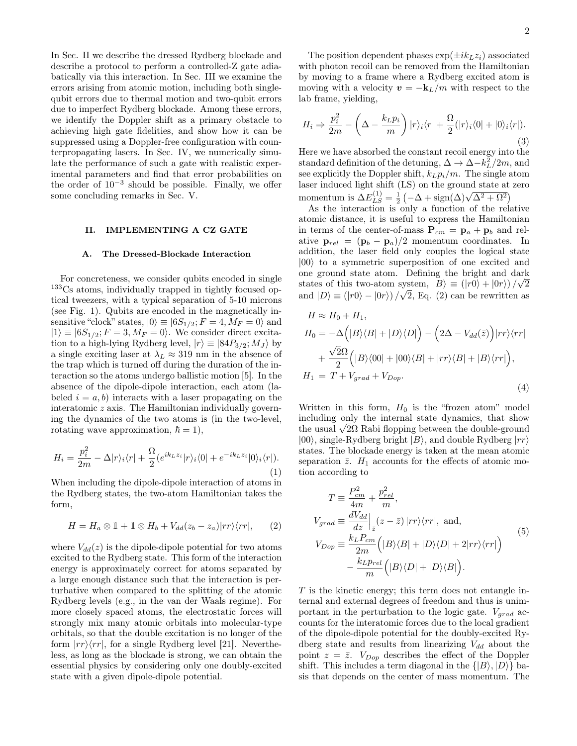In Sec. II we describe the dressed Rydberg blockade and describe a protocol to perform a controlled-Z gate adiabatically via this interaction. In Sec. III we examine the errors arising from atomic motion, including both single-qubit errors due to thermal motion and two-qubit errors due to imperfect Rydberg blockade. Among these errors, we identify the Doppler shift as a primary obstacle to achieving high gate fidelities, and show how it can be suppressed using a Doppler-free configuration with counterpropagating lasers. In Sec. IV, we numerically simulate the performance of such a gate with realistic experimental parameters and find that error probabilities on the order of $10^{-3}$ should be possible. Finally, we offer some concluding remarks in Sec. V.

## II. IMPLEMENTING A CZ GATE

### A. The Dressed-Blockade Interaction

For concreteness, we consider qubits encoded in single $^{133}$Cs atoms, individually trapped in tightly focused optical tweezers, with a typical separation of 5-10 microns (see Fig. 1). Qubits are encoded in the magnetically insensitive "clock" states, $|0\rangle \equiv |6S_{1/2}; F = 4, M_F = 0\rangle$ and $|1\rangle \equiv |6S_{1/2}; F = 3, M_F = 0\rangle$. We consider direct excitation to a high-lying Rydberg level, $|r\rangle \equiv |84P_{3/2}; M_J\rangle$ by a single exciting laser at $\lambda_L \approx 319$ nm in the absence of the trap which is turned off during the duration of the interaction so the atoms undergo ballistic motion [5]. In the absence of the dipole-dipole interaction, each atom (labeled $i = a, b$) interacts with a laser propagating on the interatomic $z$ axis. The Hamiltonian individually governing the dynamics of the two atoms is (in the two-level, rotating wave approximation, $\hbar = 1$),

$$H_i = \frac{p_i^2}{2m} - \Delta |r\rangle_i\langle r| + \frac{\Omega}{2}\left(e^{ik_L z_i}|r\rangle_i\langle 0| + e^{-ik_L z_i}|0\rangle_i\langle r|\right). \tag{1}$$

When including the dipole-dipole interaction of atoms in the Rydberg states, the two-atom Hamiltonian takes the form,

$$H = H_a \otimes \mathbb{1} + \mathbb{1} \otimes H_b + V_{dd}(z_b - z_a)|rr\rangle\langle rr|, \tag{2}$$

where $V_{dd}(z)$ is the dipole-dipole potential for two atoms excited to the Rydberg state. This form of the interaction energy is approximately correct for atoms separated by a large enough distance such that the interaction is perturbative when compared to the splitting of the atomic Rydberg levels (e.g., in the van der Waals regime). For more closely spaced atoms, the electrostatic forces will strongly mix many atomic orbitals into molecular-type orbitals, so that the double excitation is no longer of the form $|rr\rangle\langle rr|$, for a single Rydberg level [21]. Nevertheless, as long as the blockade is strong, we can obtain the essential physics by considering only one doubly-excited state with a given dipole-dipole potential.

The position dependent phases $\exp(\pm i k_L z_i)$ associated with photon recoil can be removed from the Hamiltonian by moving to a frame where a Rydberg excited atom is moving with a velocity $\boldsymbol{v} = -\mathbf{k}_L/m$ with respect to the lab frame, yielding,

$$H_i \Rightarrow \frac{p_i^2}{2m} - \left(\Delta - \frac{k_L p_i}{m}\right)|r\rangle_i\langle r| + \frac{\Omega}{2}(|r\rangle_i\langle 0| + |0\rangle_i\langle r|). \tag{3}$$

Here we have absorbed the constant recoil energy into the standard definition of the detuning, $\Delta \to \Delta - k_L^2/2m$, and see explicitly the Doppler shift, $k_L p_i/m$. The single atom laser induced light shift (LS) on the ground state at zero momentum is $\Delta E_{LS}^{(1)} = \frac{1}{2}\left(-\Delta + \text{sign}(\Delta)\sqrt{\Delta^2 + \Omega^2}\right)$

As the interaction is only a function of the relative atomic distance, it is useful to express the Hamiltonian in terms of the center-of-mass $\mathbf{P}_{cm} = \mathbf{p}_a + \mathbf{p}_b$ and relative $\mathbf{p}_{rel} = (\mathbf{p}_b - \mathbf{p}_a)/2$ momentum coordinates. In addition, the laser field only couples the logical state $|00\rangle$ to a symmetric superposition of one excited and one ground state atom. Defining the bright and dark states of this two-atom system, $|B\rangle \equiv (|r0\rangle + |0r\rangle)/\sqrt{2}$ and $|D\rangle \equiv (|r0\rangle - |0r\rangle)/\sqrt{2}$, Eq. (2) can be rewritten as

$$\begin{aligned}
H &\approx H_0 + H_1, \\
H_0 &= -\Delta\Big(|B\rangle\langle B| + |D\rangle\langle D|\Big) - \Big(2\Delta - V_{dd}(\bar{z})\Big)|rr\rangle\langle rr| \\
&\quad + \frac{\sqrt{2}\Omega}{2}\Big(|B\rangle\langle 00| + |00\rangle\langle B| + |rr\rangle\langle B| + |B\rangle\langle rr|\Big), \\
H_1 &= T + V_{grad} + V_{Dop}.
\end{aligned} \tag{4}$$

Written in this form, $H_0$ is the "frozen atom" model including only the internal state dynamics, that show the usual $\sqrt{2}\Omega$ Rabi flopping between the double-ground $|00\rangle$, single-Rydberg bright $|B\rangle$, and double Rydberg $|rr\rangle$ states. The blockade energy is taken at the mean atomic separation $\bar{z}$. $H_1$ accounts for the effects of atomic motion according to

$$\begin{aligned}
T &\equiv \frac{P_{cm}^2}{4m} + \frac{p_{rel}^2}{m}, \\
V_{grad} &\equiv \frac{dV_{dd}}{dz}\Big|_{\bar{z}}(z - \bar{z})\,|rr\rangle\langle rr|, \text{ and,} \\
V_{Dop} &\equiv \frac{k_L P_{cm}}{2m}\Big(|B\rangle\langle B| + |D\rangle\langle D| + 2|rr\rangle\langle rr|\Big) \\
&\quad - \frac{k_L p_{rel}}{m}\Big(|B\rangle\langle D| + |D\rangle\langle B|\Big).
\end{aligned} \tag{5}$$

$T$ is the kinetic energy; this term does not entangle internal and external degrees of freedom and thus is unimportant in the perturbation to the logic gate. $V_{grad}$ accounts for the interatomic forces due to the local gradient of the dipole-dipole potential for the doubly-excited Rydberg state and results from linearizing $V_{dd}$ about the point $z = \bar{z}$. $V_{Dop}$ describes the effect of the Doppler shift. This includes a term diagonal in the $\{|B\rangle, |D\rangle\}$ basis that depends on the center of mass momentum. The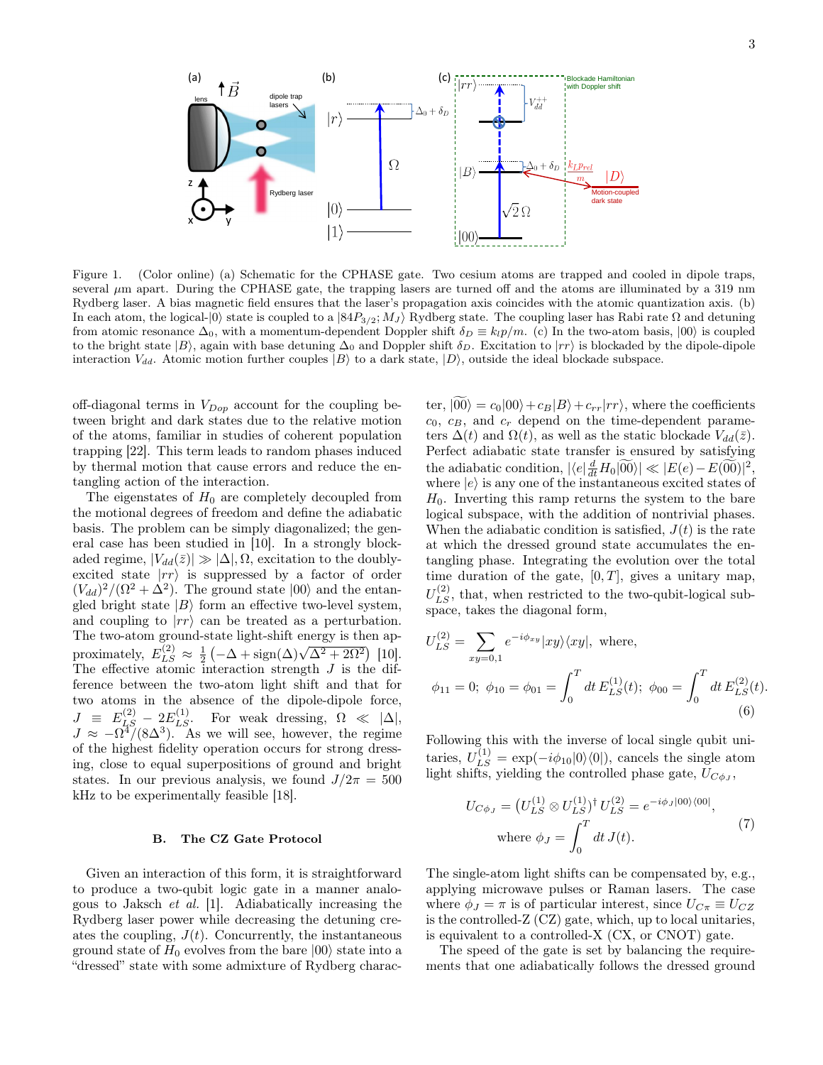Figure 1. (Color online) (a) Schematic for the CPHASE gate. Two cesium atoms are trapped and cooled in dipole traps, several $\mu$m apart. During the CPHASE gate, the trapping lasers are turned off and the atoms are illuminated by a 319 nm Rydberg laser. A bias magnetic field ensures that the laser's propagation axis coincides with the atomic quantization axis. (b) In each atom, the logical-$|0\rangle$ state is coupled to a $|84P_{3/2}; M_J\rangle$ Rydberg state. The coupling laser has Rabi rate $\Omega$ and detuning from atomic resonance $\Delta_0$, with a momentum-dependent Doppler shift $\delta_D \equiv k_l p/m$. (c) In the two-atom basis, $|00\rangle$ is coupled to the bright state $|B\rangle$, again with base detuning $\Delta_0$ and Doppler shift $\delta_D$. Excitation to $|rr\rangle$ is blockaded by the dipole-dipole interaction $V_{dd}$. Atomic motion further couples $|B\rangle$ to a dark state, $|D\rangle$, outside the ideal blockade subspace.

off-diagonal terms in $V_{Dop}$ account for the coupling between bright and dark states due to the relative motion of the atoms, familiar in studies of coherent population trapping [22]. This term leads to random phases induced by thermal motion that cause errors and reduce the entangling action of the interaction.

The eigenstates of $H_0$ are completely decoupled from the motional degrees of freedom and define the adiabatic basis. The problem can be simply diagonalized; the general case has been studied in [10]. In a strongly blockaded regime, $|V_{dd}(\bar{z})| \gg |\Delta|, \Omega$, excitation to the doubly-excited state $|rr\rangle$ is suppressed by a factor of order $(V_{dd})^2/(\Omega^2 + \Delta^2)$. The ground state $|00\rangle$ and the entangled bright state $|B\rangle$ form an effective two-level system, and coupling to $|rr\rangle$ can be treated as a perturbation. The two-atom ground-state light-shift energy is then approximately, $E_{LS}^{(2)} \approx \frac{1}{2}\left(-\Delta + \text{sign}(\Delta)\sqrt{\Delta^2 + 2\Omega^2}\right)$ [10]. The effective atomic interaction strength $J$ is the difference between the two-atom light shift and that for two atoms in the absence of the dipole-dipole force, $J \equiv E_{LS}^{(2)} - 2E_{LS}^{(1)}$. For weak dressing, $\Omega \ll |\Delta|$, $J \approx -\Omega^4/(8\Delta^3)$. As we will see, however, the regime of the highest fidelity operation occurs for strong dressing, close to equal superpositions of ground and bright states. In our previous analysis, we found $J/2\pi = 500$ kHz to be experimentally feasible [18].

### B. The CZ Gate Protocol

Given an interaction of this form, it is straightforward to produce a two-qubit logic gate in a manner analogous to Jaksch *et al.* [1]. Adiabatically increasing the Rydberg laser power while decreasing the detuning creates the coupling, $J(t)$. Concurrently, the instantaneous ground state of $H_0$ evolves from the bare $|00\rangle$ state into a "dressed" state with some admixture of Rydberg character, $|\widetilde{00}\rangle = c_0|00\rangle + c_B|B\rangle + c_{rr}|rr\rangle$, where the coefficients $c_0$, $c_B$, and $c_r$ depend on the time-dependent parameters $\Delta(t)$ and $\Omega(t)$, as well as the static blockade $V_{dd}(\bar{z})$. Perfect adiabatic state transfer is ensured by satisfying the adiabatic condition, $|\langle e|\frac{d}{dt}H_0|\widetilde{00}\rangle| \ll |E(e) - E(\widetilde{00})|^2$, where $|e\rangle$ is any one of the instantaneous excited states of $H_0$. Inverting this ramp returns the system to the bare logical subspace, with the addition of nontrivial phases. When the adiabatic condition is satisfied, $J(t)$ is the rate at which the dressed ground state accumulates the entangling phase. Integrating the evolution over the total time duration of the gate, $[0, T]$, gives a unitary map, $U_{LS}^{(2)}$, that, when restricted to the two-qubit-logical subspace, takes the diagonal form,

$$U_{LS}^{(2)} = \sum_{xy=0,1} e^{-i\phi_{xy}}|xy\rangle\langle xy|, \text{ where,}$$

$$\phi_{11} = 0;\ \phi_{10} = \phi_{01} = \int_0^T dt\, E_{LS}^{(1)}(t);\ \phi_{00} = \int_0^T dt\, E_{LS}^{(2)}(t). \tag{6}$$

Following this with the inverse of local single qubit unitaries, $U_{LS}^{(1)} = \exp(-i\phi_{10}|0\rangle\langle 0|)$, cancels the single atom light shifts, yielding the controlled phase gate, $U_{C\phi_J}$,

$$U_{C\phi_J} = \left(U_{LS}^{(1)} \otimes U_{LS}^{(1)}\right)^\dagger U_{LS}^{(2)} = e^{-i\phi_J|00\rangle\langle 00|},$$
$$\text{where } \phi_J = \int_0^T dt\, J(t). \tag{7}$$

The single-atom light shifts can be compensated by, e.g., applying microwave pulses or Raman lasers. The case where $\phi_J = \pi$ is of particular interest, since $U_{C\pi} \equiv U_{CZ}$ is the controlled-Z (CZ) gate, which, up to local unitaries, is equivalent to a controlled-X (CX, or CNOT) gate.

The speed of the gate is set by balancing the requirements that one adiabatically follows the dressed ground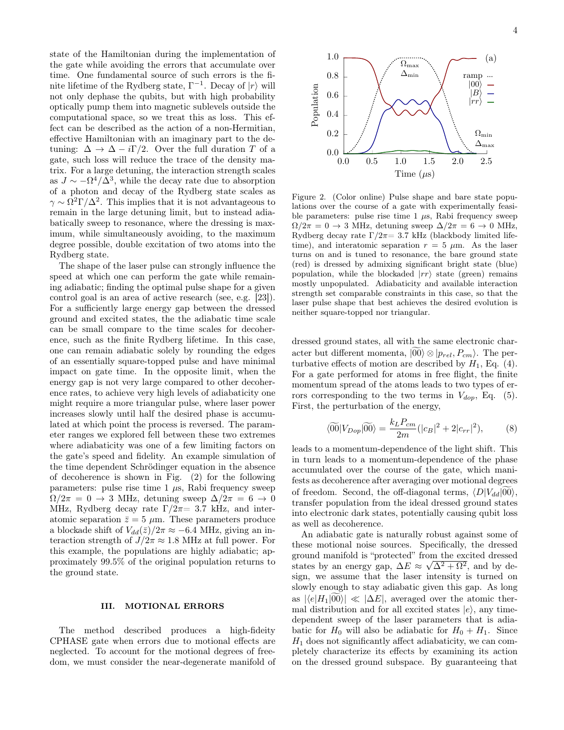state of the Hamiltonian during the implementation of the gate while avoiding the errors that accumulate over time. One fundamental source of such errors is the finite lifetime of the Rydberg state, $\Gamma^{-1}$. Decay of $|r\rangle$ will not only dephase the qubits, but with high probability optically pump them into magnetic sublevels outside the computational space, so we treat this as loss. This effect can be described as the action of a non-Hermitian, effective Hamiltonian with an imaginary part to the detuning: $\Delta \to \Delta - i\Gamma/2$. Over the full duration $T$ of a gate, such loss will reduce the trace of the density matrix. For a large detuning, the interaction strength scales as $J \sim -\Omega^4/\Delta^3$, while the decay rate due to absorption of a photon and decay of the Rydberg state scales as $\gamma \sim \Omega^2\Gamma/\Delta^2$. This implies that it is not advantageous to remain in the large detuning limit, but to instead adiabatically sweep to resonance, where the dressing is maximum, while simultaneously avoiding, to the maximum degree possible, double excitation of two atoms into the Rydberg state.

The shape of the laser pulse can strongly influence the speed at which one can perform the gate while remaining adiabatic; finding the optimal pulse shape for a given control goal is an area of active research (see, e.g. [23]). For a sufficiently large energy gap between the dressed ground and excited states, the the adiabatic time scale can be small compare to the time scales for decoherence, such as the finite Rydberg lifetime. In this case, one can remain adiabatic solely by rounding the edges of an essentially square-topped pulse and have minimal impact on gate time. In the opposite limit, when the energy gap is not very large compared to other decoherence rates, to achieve very high levels of adiabaticity one might require a more triangular pulse, where laser power increases slowly until half the desired phase is accumulated at which point the process is reversed. The parameter ranges we explored fell between these two extremes where adiabaticity was one of a few limiting factors on the gate's speed and fidelity. An example simulation of the time dependent Schrödinger equation in the absence of decoherence is shown in Fig. (2) for the following parameters: pulse rise time 1 $\mu$s, Rabi frequency sweep $\Omega/2\pi = 0 \to 3$ MHz, detuning sweep $\Delta/2\pi = 6 \to 0$ MHz, Rydberg decay rate $\Gamma/2\pi$= 3.7 kHz, and interatomic separation $\bar{z} = 5$ $\mu$m. These parameters produce a blockade shift of $V_{dd}(\bar{z})/2\pi \approx -6.4$ MHz, giving an interaction strength of $J/2\pi \approx 1.8$ MHz at full power. For this example, the populations are highly adiabatic; approximately 99.5% of the original population returns to the ground state.

Figure 2. (Color online) Pulse shape and bare state populations over the course of a gate with experimentally feasible parameters: pulse rise time 1 $\mu$s, Rabi frequency sweep $\Omega/2\pi = 0 \to 3$ MHz, detuning sweep $\Delta/2\pi = 6 \to 0$ MHz, Rydberg decay rate $\Gamma/2\pi$= 3.7 kHz (blackbody limited lifetime), and interatomic separation $r = 5$ $\mu$m. As the laser turns on and is tuned to resonance, the bare ground state (red) is dressed by admixing significant bright state (blue) population, while the blockaded $|rr\rangle$ state (green) remains mostly unpopulated. Adiabaticity and available interaction strength set comparable constraints in this case, so that the laser pulse shape that best achieves the desired evolution is neither square-topped nor triangular.

## III. MOTIONAL ERRORS

The method described produces a high-fideity CPHASE gate when errors due to motional effects are neglected. To account for the motional degrees of freedom, we must consider the near-degenerate manifold of dressed ground states, all with the same electronic character but different momenta, $|\widetilde{00}\rangle \otimes |p_{rel}, P_{cm}\rangle$. The perturbative effects of motion are described by $H_1$, Eq. (4). For a gate performed for atoms in free flight, the finite momentum spread of the atoms leads to two types of errors corresponding to the two terms in $V_{dop}$, Eq. (5). First, the perturbation of the energy,

$$\langle\widetilde{00}|V_{Dop}|\widetilde{00}\rangle = \frac{k_L P_{cm}}{2m}(|c_B|^2 + 2|c_{rr}|^2), \tag{8}$$

leads to a momentum-dependence of the light shift. This in turn leads to a momentum-dependence of the phase accumulated over the course of the gate, which manifests as decoherence after averaging over motional degrees of freedom. Second, the off-diagonal terms, $\langle D|V_{dd}|\widetilde{00}\rangle$, transfer population from the ideal dressed ground states into electronic dark states, potentially causing qubit loss as well as decoherence.

An adiabatic gate is naturally robust against some of these motional noise sources. Specifically, the dressed ground manifold is "protected" from the excited dressed states by an energy gap, $\Delta E \approx \sqrt{\Delta^2 + \Omega^2}$, and by design, we assume that the laser intensity is turned on slowly enough to stay adiabatic given this gap. As long as $|\langle e|H_1|\widetilde{00}\rangle| \ll |\Delta E|$, averaged over the atomic thermal distribution and for all excited states $|e\rangle$, any time-dependent sweep of the laser parameters that is adiabatic for $H_0$ will also be adiabatic for $H_0 + H_1$. Since $H_1$ does not significantly affect adiabaticity, we can completely characterize its effects by examining its action on the dressed ground subspace. By guaranteeing that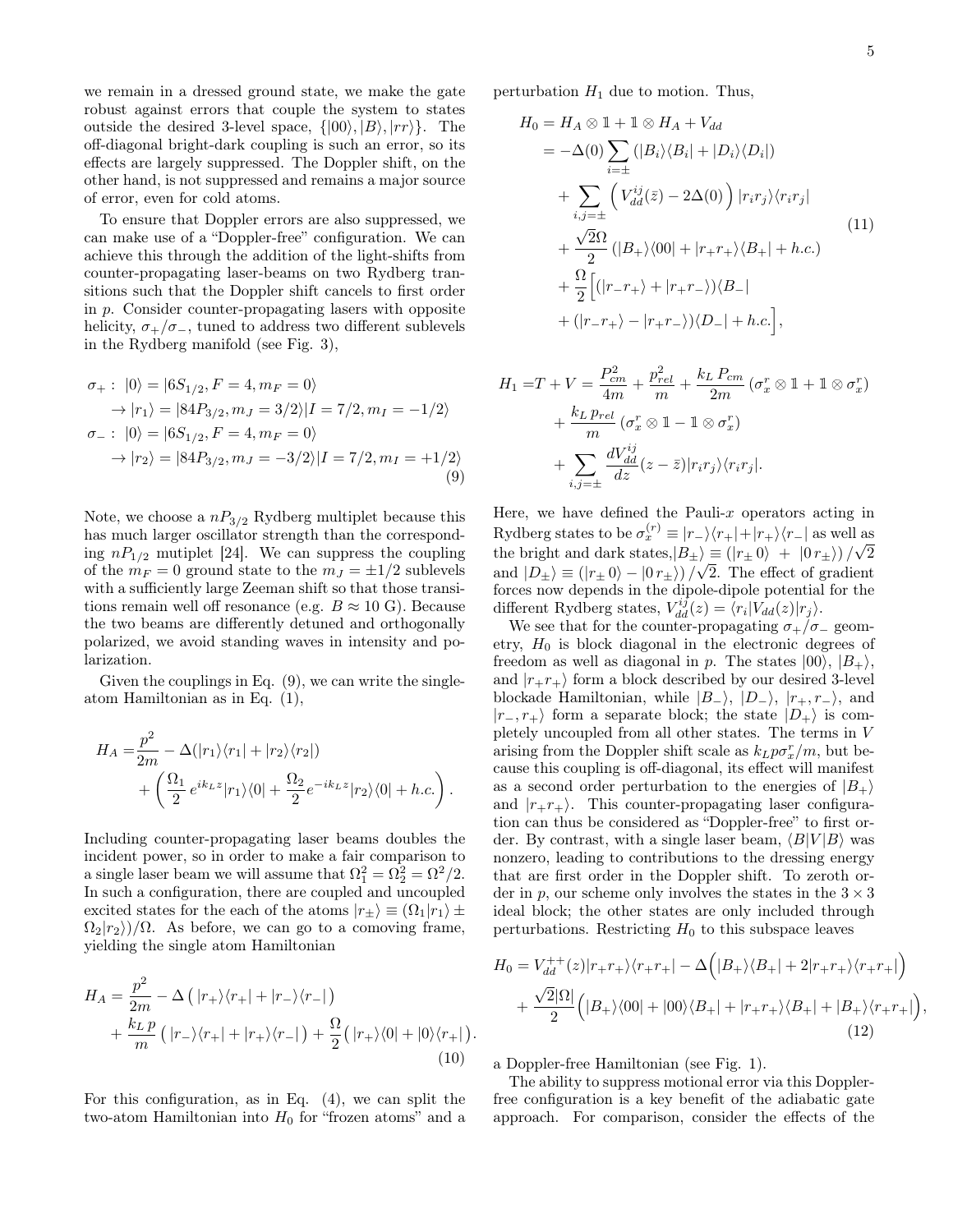we remain in a dressed ground state, we make the gate robust against errors that couple the system to states outside the desired 3-level space, $\{|00\rangle, |B\rangle, |rr\rangle\}$. The off-diagonal bright-dark coupling is such an error, so its effects are largely suppressed. The Doppler shift, on the other hand, is not suppressed and remains a major source of error, even for cold atoms.

To ensure that Doppler errors are also suppressed, we can make use of a "Doppler-free" configuration. We can achieve this through the addition of the light-shifts from counter-propagating laser-beams on two Rydberg transitions such that the Doppler shift cancels to first order in $p$. Consider counter-propagating lasers with opposite helicity, $\sigma_+/\sigma_-$, tuned to address two different sublevels in the Rydberg manifold (see Fig. 3),

$$
\begin{aligned}
\sigma_+ :\ & |0\rangle = |6S_{1/2}, F=4, m_F=0\rangle \\
& \to |r_1\rangle = |84P_{3/2}, m_J = 3/2\rangle |I = 7/2, m_I = -1/2\rangle \\
\sigma_- :\ & |0\rangle = |6S_{1/2}, F=4, m_F=0\rangle \\
& \to |r_2\rangle = |84P_{3/2}, m_J = -3/2\rangle |I = 7/2, m_I = +1/2\rangle
\end{aligned}
\tag{9}
$$

Note, we choose a $nP_{3/2}$ Rydberg multiplet because this has much larger oscillator strength than the corresponding $nP_{1/2}$ mutiplet [24]. We can suppress the coupling of the $m_F = 0$ ground state to the $m_J = \pm 1/2$ sublevels with a sufficiently large Zeeman shift so that those transitions remain well off resonance (e.g. $B \approx 10$ G). Because the two beams are differently detuned and orthogonally polarized, we avoid standing waves in intensity and polarization.

Given the couplings in Eq. (9), we can write the single-atom Hamiltonian as in Eq. (1),

$$
\begin{aligned}
H_A =& \frac{p^2}{2m} - \Delta(|r_1\rangle\langle r_1| + |r_2\rangle\langle r_2|) \\
&+ \left( \frac{\Omega_1}{2} e^{ik_L z} |r_1\rangle\langle 0| + \frac{\Omega_2}{2} e^{-ik_L z} |r_2\rangle\langle 0| + h.c. \right).
\end{aligned}
$$

Including counter-propagating laser beams doubles the incident power, so in order to make a fair comparison to a single laser beam we will assume that $\Omega_1^2 = \Omega_2^2 = \Omega^2/2$. In such a configuration, there are coupled and uncoupled excited states for the each of the atoms $|r_\pm\rangle \equiv (\Omega_1 |r_1\rangle \pm \Omega_2 |r_2\rangle)/\Omega$. As before, we can go to a comoving frame, yielding the single atom Hamiltonian

$$
\begin{aligned}
H_A =& \frac{p^2}{2m} - \Delta\left( |r_+\rangle\langle r_+| + |r_-\rangle\langle r_-| \right) \\
&+ \frac{k_L\, p}{m}\left( |r_-\rangle\langle r_+| + |r_+\rangle\langle r_-| \right) + \frac{\Omega}{2}\left( |r_+\rangle\langle 0| + |0\rangle\langle r_+| \right).
\end{aligned}
\tag{10}
$$

For this configuration, as in Eq. (4), we can split the two-atom Hamiltonian into $H_0$ for "frozen atoms" and a perturbation $H_1$ due to motion. Thus,

$$
\begin{aligned}
H_0 =& H_A \otimes \mathbb{1} + \mathbb{1} \otimes H_A + V_{dd} \\
=& -\Delta(0) \sum_{i=\pm} \left( |B_i\rangle\langle B_i| + |D_i\rangle\langle D_i| \right) \\
&+ \sum_{i,j=\pm} \left( V_{dd}^{ij}(\bar{z}) - 2\Delta(0) \right) |r_i r_j\rangle\langle r_i r_j| \\
&+ \frac{\sqrt{2}\Omega}{2} \left( |B_+\rangle\langle 00| + |r_+ r_+\rangle\langle B_+| + h.c. \right) \\
&+ \frac{\Omega}{2} \Big[ (|r_- r_+\rangle + |r_+ r_-\rangle)\langle B_-| \\
&+ (|r_- r_+\rangle - |r_+ r_-\rangle)\langle D_-| + h.c. \Big],
\end{aligned}
\tag{11}
$$

$$
\begin{aligned}
H_1 =& T + V = \frac{P_{cm}^2}{4m} + \frac{p_{rel}^2}{m} + \frac{k_L\, P_{cm}}{2m} \left( \sigma_x^r \otimes \mathbb{1} + \mathbb{1} \otimes \sigma_x^r \right) \\
&+ \frac{k_L\, p_{rel}}{m} \left( \sigma_x^r \otimes \mathbb{1} - \mathbb{1} \otimes \sigma_x^r \right) \\
&+ \sum_{i,j=\pm} \frac{dV_{dd}^{ij}}{dz} (z - \bar{z}) |r_i r_j\rangle\langle r_i r_j|.
\end{aligned}
$$

Here, we have defined the Pauli-$x$ operators acting in Rydberg states to be $\sigma_x^{(r)} \equiv |r_-\rangle\langle r_+| + |r_+\rangle\langle r_-|$ as well as the bright and dark states, $|B_\pm\rangle \equiv \left(|r_\pm 0\rangle + |0\, r_\pm\rangle\right)/\sqrt{2}$ and $|D_\pm\rangle \equiv \left(|r_\pm 0\rangle - |0\, r_\pm\rangle\right)/\sqrt{2}$. The effect of gradient forces now depends in the dipole-dipole potential for the different Rydberg states, $V_{dd}^{ij}(z) = \langle r_i | V_{dd}(z) | r_j \rangle$.

We see that for the counter-propagating $\sigma_+/\sigma_-$ geometry, $H_0$ is block diagonal in the electronic degrees of freedom as well as diagonal in $p$. The states $|00\rangle$, $|B_+\rangle$, and $|r_+ r_+\rangle$ form a block described by our desired 3-level blockade Hamiltonian, while $|B_-\rangle$, $|D_-\rangle$, $|r_+, r_-\rangle$, and $|r_-, r_+\rangle$ form a separate block; the state $|D_+\rangle$ is completely uncoupled from all other states. The terms in $V$ arising from the Doppler shift scale as $k_L p \sigma_x^r / m$, but because this coupling is off-diagonal, its effect will manifest as a second order perturbation to the energies of $|B_+\rangle$ and $|r_+ r_+\rangle$. This counter-propagating laser configuration can thus be considered as "Doppler-free" to first order. By contrast, with a single laser beam, $\langle B|V|B\rangle$ was nonzero, leading to contributions to the dressing energy that are first order in the Doppler shift. To zeroth order in $p$, our scheme only involves the states in the $3\times 3$ ideal block; the other states are only included through perturbations. Restricting $H_0$ to this subspace leaves

$$
\begin{aligned}
H_0 =& V_{dd}^{++}(z) |r_+ r_+\rangle\langle r_+ r_+| - \Delta\Big( |B_+\rangle\langle B_+| + 2|r_+ r_+\rangle\langle r_+ r_+| \Big) \\
&+ \frac{\sqrt{2}|\Omega|}{2} \Big( |B_+\rangle\langle 00| + |00\rangle\langle B_+| + |r_+ r_+\rangle\langle B_+| + |B_+\rangle\langle r_+ r_+| \Big),
\end{aligned}
\tag{12}
$$

a Doppler-free Hamiltonian (see Fig. 1).

The ability to suppress motional error via this Doppler-free configuration is a key benefit of the adiabatic gate approach. For comparison, consider the effects of the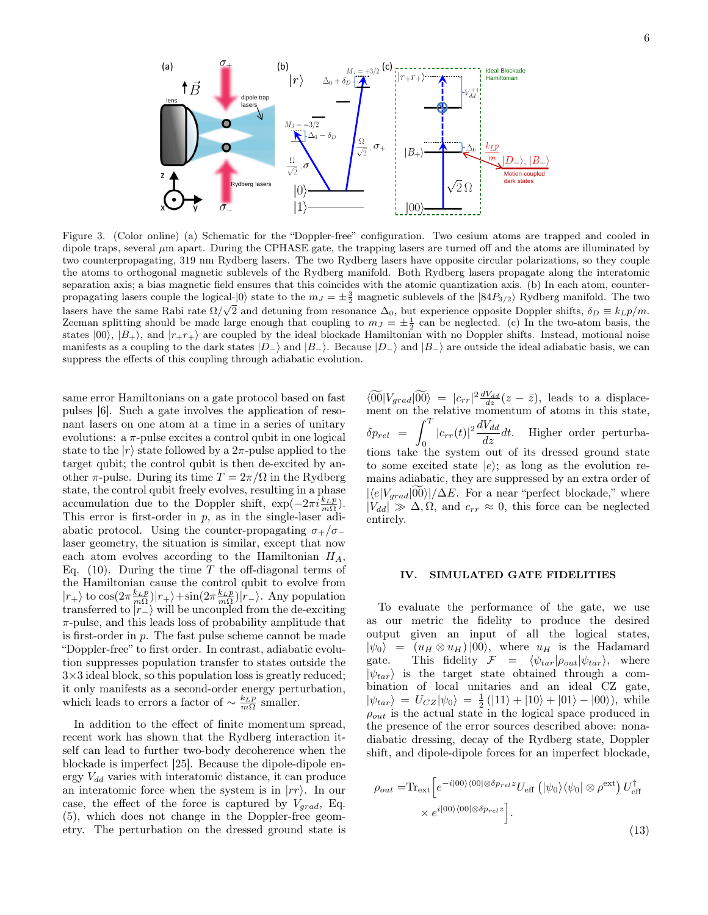Figure 3. (Color online) (a) Schematic for the "Doppler-free" configuration. Two cesium atoms are trapped and cooled in dipole traps, several $\mu$m apart. During the CPHASE gate, the trapping lasers are turned off and the atoms are illuminated by two counterpropagating, 319 nm Rydberg lasers. The two Rydberg lasers have opposite circular polarizations, so they couple the atoms to orthogonal magnetic sublevels of the Rydberg manifold. Both Rydberg lasers propagate along the interatomic separation axis; a bias magnetic field ensures that this coincides with the atomic quantization axis. (b) In each atom, counter-propagating lasers couple the logical-$|0\rangle$ state to the $m_J = \pm\frac{3}{2}$ magnetic sublevels of the $|84P_{3/2}\rangle$ Rydberg manifold. The two lasers have the same Rabi rate $\Omega/\sqrt{2}$ and detuning from resonance $\Delta_0$, but experience opposite Doppler shifts, $\delta_D \equiv k_{LP}p/m$. Zeeman splitting should be made large enough that coupling to $m_J = \pm\frac{1}{2}$ can be neglected. (c) In the two-atom basis, the states $|00\rangle$, $|B_+\rangle$, and $|r_+r_+\rangle$ are coupled by the ideal blockade Hamiltonian with no Doppler shifts. Instead, motional noise manifests as a coupling to the dark states $|D_-\rangle$ and $|B_-\rangle$. Because $|D_-\rangle$ and $|B_-\rangle$ are outside the ideal adiabatic basis, we can suppress the effects of this coupling through adiabatic evolution.

same error Hamiltonians on a gate protocol based on fast pulses [6]. Such a gate involves the application of resonant lasers on one atom at a time in a series of unitary evolutions: a $\pi$-pulse excites a control qubit in one logical state to the $|r\rangle$ state followed by a $2\pi$-pulse applied to the target qubit; the control qubit is then de-excited by another $\pi$-pulse. During its time $T = 2\pi/\Omega$ in the Rydberg state, the control qubit freely evolves, resulting in a phase accumulation due to the Doppler shift, $\exp(-2\pi i\frac{k_{LP}}{m\Omega})$. This error is first-order in $p$, as in the single-laser adiabatic protocol. Using the counter-propagating $\sigma_+/\sigma_-$ laser geometry, the situation is similar, except that now each atom evolves according to the Hamiltonian $H_A$, Eq. (10). During the time $T$ the off-diagonal terms of the Hamiltonian cause the control qubit to evolve from $|r_+\rangle$ to $\cos(2\pi\frac{k_{LP}}{m\Omega})|r_+\rangle + \sin(2\pi\frac{k_{LP}}{m\Omega})|r_-\rangle$. Any population transferred to $|r_-\rangle$ will be uncoupled from the de-exciting $\pi$-pulse, and this leads loss of probability amplitude that is first-order in $p$. The fast pulse scheme cannot be made "Doppler-free" to first order. In contrast, adiabatic evolution suppresses population transfer to states outside the 3×3 ideal block, so this population loss is greatly reduced; it only manifests as a second-order energy perturbation, which leads to errors a factor of $\sim \frac{k_{LP}}{m\Omega}$ smaller.

In addition to the effect of finite momentum spread, recent work has shown that the Rydberg interaction itself can lead to further two-body decoherence when the blockade is imperfect [25]. Because the dipole-dipole energy $V_{dd}$ varies with interatomic distance, it can produce an interatomic force when the system is in $|rr\rangle$. In our case, the effect of the force is captured by $V_{grad}$, Eq. (5), which does not change in the Doppler-free geometry. The perturbation on the dressed ground state is $\langle\widetilde{00}|V_{grad}|\widetilde{00}\rangle = |c_{rr}|^2\frac{dV_{dd}}{dz}(z-\bar{z})$, leads to a displacement on the relative momentum of atoms in this state, $\delta p_{rel} = \int_0^T |c_{rr}(t)|^2\frac{dV_{dd}}{dz}dt$. Higher order perturbations take the system out of its dressed ground state to some excited state $|e\rangle$; as long as the evolution remains adiabatic, they are suppressed by an extra order of $|\langle e|V_{grad}|\widetilde{00}\rangle|/\Delta E$. For a near "perfect blockade," where $|V_{dd}| \gg \Delta, \Omega$, and $c_{rr} \approx 0$, this force can be neglected entirely.

## IV. SIMULATED GATE FIDELITIES

To evaluate the performance of the gate, we use as our metric the fidelity to produce the desired output given an input of all the logical states, $|\psi_0\rangle = (u_H \otimes u_H)|00\rangle$, where $u_H$ is the Hadamard gate. This fidelity $\mathcal{F} = \langle\psi_{tar}|\rho_{out}|\psi_{tar}\rangle$, where $|\psi_{tar}\rangle$ is the target state obtained through a combination of local unitaries and an ideal CZ gate, $|\psi_{tar}\rangle = U_{CZ}|\psi_0\rangle = \frac{1}{2}(|11\rangle + |10\rangle + |01\rangle - |00\rangle)$, while $\rho_{out}$ is the actual state in the logical space produced in the presence of the error sources described above: nonadiabatic dressing, decay of the Rydberg state, Doppler shift, and dipole-dipole forces for an imperfect blockade,

$$
\begin{aligned}
\rho_{out} = &\mathrm{Tr}_{\mathrm{ext}}\Big[e^{-i|00\rangle\langle 00|\otimes\delta p_{rel}z}U_{\mathrm{eff}}\left(|\psi_0\rangle\langle\psi_0|\otimes\rho^{\mathrm{ext}}\right)U_{\mathrm{eff}}^\dagger \\
&\times e^{i|00\rangle\langle 00|\otimes\delta p_{rel}z}\Big].
\end{aligned} \tag{13}
$$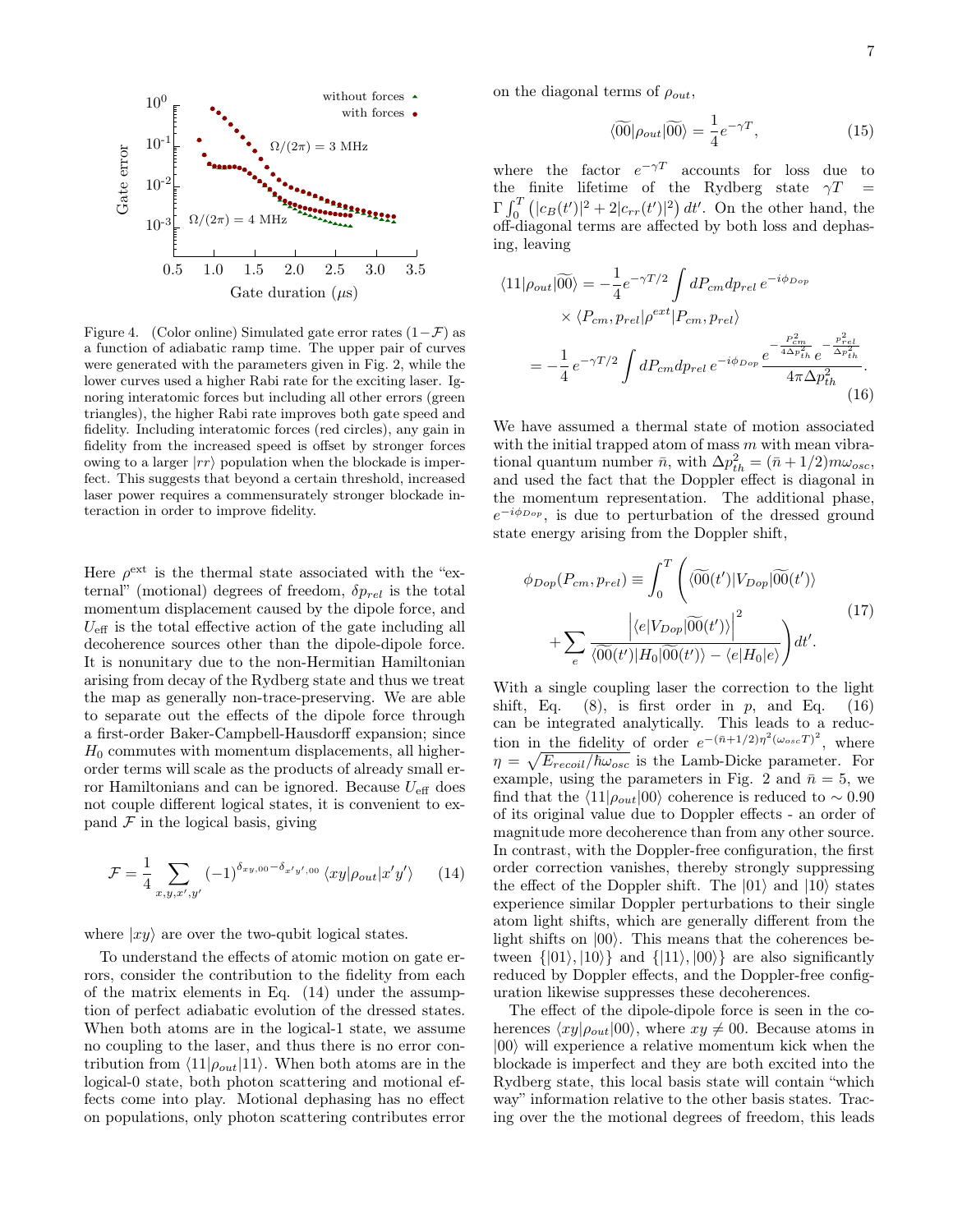Figure 4. (Color online) Simulated gate error rates $(1-\mathcal{F})$ as a function of adiabatic ramp time. The upper pair of curves were generated with the parameters given in Fig. 2, while the lower curves used a higher Rabi rate for the exciting laser. Ignoring interatomic forces but including all other errors (green triangles), the higher Rabi rate improves both gate speed and fidelity. Including interatomic forces (red circles), any gain in fidelity from the increased speed is offset by stronger forces owing to a larger $|rr\rangle$ population when the blockade is imperfect. This suggests that beyond a certain threshold, increased laser power requires a commensurately stronger blockade interaction in order to improve fidelity.

Here $\rho^{\rm ext}$ is the thermal state associated with the "external" (motional) degrees of freedom, $\delta p_{rel}$ is the total momentum displacement caused by the dipole force, and $U_{\rm eff}$ is the total effective action of the gate including all decoherence sources other than the dipole-dipole force. It is nonunitary due to the non-Hermitian Hamiltonian arising from decay of the Rydberg state and thus we treat the map as generally non-trace-preserving. We are able to separate out the effects of the dipole force through a first-order Baker-Campbell-Hausdorff expansion; since $H_0$ commutes with momentum displacements, all higher-order terms will scale as the products of already small error Hamiltonians and can be ignored. Because $U_{\rm eff}$ does not couple different logical states, it is convenient to expand $\mathcal{F}$ in the logical basis, giving

$$\mathcal{F} = \frac{1}{4}\sum_{x,y,x',y'} (-1)^{\delta_{xy,00}-\delta_{x'y',00}} \langle xy|\rho_{out}|x'y'\rangle \qquad (14)$$

where $|xy\rangle$ are over the two-qubit logical states.

To understand the effects of atomic motion on gate errors, consider the contribution to the fidelity from each of the matrix elements in Eq. (14) under the assumption of perfect adiabatic evolution of the dressed states. When both atoms are in the logical-1 state, we assume no coupling to the laser, and thus there is no error contribution from $\langle 11|\rho_{out}|11\rangle$. When both atoms are in the logical-0 state, both photon scattering and motional effects come into play. Motional dephasing has no effect on populations, only photon scattering contributes error on the diagonal terms of $\rho_{out}$,

$$\langle\widetilde{00}|\rho_{out}|\widetilde{00}\rangle = \frac{1}{4}e^{-\gamma T}, \qquad (15)$$

where the factor $e^{-\gamma T}$ accounts for loss due to the finite lifetime of the Rydberg state $\gamma T = \Gamma\int_0^T \left(|c_B(t')|^2 + 2|c_{rr}(t')|^2\right) dt'$. On the other hand, the off-diagonal terms are affected by both loss and dephasing, leaving

$$\begin{aligned}
\langle 11|\rho_{out}|\widetilde{00}\rangle &= -\frac{1}{4}e^{-\gamma T/2}\int dP_{cm}dp_{rel}\, e^{-i\phi_{Dop}} \\
&\quad\times \langle P_{cm}, p_{rel}|\rho^{ext}|P_{cm}, p_{rel}\rangle \\
&= -\frac{1}{4}\,e^{-\gamma T/2}\int dP_{cm}dp_{rel}\, e^{-i\phi_{Dop}}\,\frac{e^{-\frac{P_{cm}^2}{4\Delta p_{th}^2}}\, e^{-\frac{p_{rel}^2}{\Delta p_{th}^2}}}{4\pi\Delta p_{th}^2}.
\end{aligned} \qquad (16)$$

We have assumed a thermal state of motion associated with the initial trapped atom of mass $m$ with mean vibrational quantum number $\bar{n}$, with $\Delta p_{th}^2 = (\bar{n}+1/2)m\omega_{osc}$, and used the fact that the Doppler effect is diagonal in the momentum representation. The additional phase, $e^{-i\phi_{Dop}}$, is due to perturbation of the dressed ground state energy arising from the Doppler shift,

$$\begin{aligned}
\phi_{Dop}(P_{cm}, p_{rel}) \equiv \int_0^T \Bigg(&\langle\widetilde{00}(t')|V_{Dop}|\widetilde{00}(t')\rangle \\
&+ \sum_e \frac{\left|\langle e|V_{Dop}|\widetilde{00}(t')\rangle\right|^2}{\langle\widetilde{00}(t')|H_0|\widetilde{00}(t')\rangle - \langle e|H_0|e\rangle}\Bigg)dt'.
\end{aligned} \qquad (17)$$

With a single coupling laser the correction to the light shift, Eq. (8), is first order in $p$, and Eq. (16) can be integrated analytically. This leads to a reduction in the fidelity of order $e^{-(\bar{n}+1/2)\eta^2(\omega_{osc}T)^2}$, where $\eta = \sqrt{E_{recoil}/\hbar\omega_{osc}}$ is the Lamb-Dicke parameter. For example, using the parameters in Fig. 2 and $\bar{n} = 5$, we find that the $\langle 11|\rho_{out}|00\rangle$ coherence is reduced to $\sim 0.90$ of its original value due to Doppler effects - an order of magnitude more decoherence than from any other source. In contrast, with the Doppler-free configuration, the first order correction vanishes, thereby strongly suppressing the effect of the Doppler shift. The $|01\rangle$ and $|10\rangle$ states experience similar Doppler perturbations to their single atom light shifts, which are generally different from the light shifts on $|00\rangle$. This means that the coherences between $\{|01\rangle, |10\rangle\}$ and $\{|11\rangle, |00\rangle\}$ are also significantly reduced by Doppler effects, and the Doppler-free configuration likewise suppresses these decoherences.

The effect of the dipole-dipole force is seen in the coherences $\langle xy|\rho_{out}|00\rangle$, where $xy \neq 00$. Because atoms in $|00\rangle$ will experience a relative momentum kick when the blockade is imperfect and they are both excited into the Rydberg state, this local basis state will contain "which way" information relative to the other basis states. Tracing over the motional degrees of freedom, this leads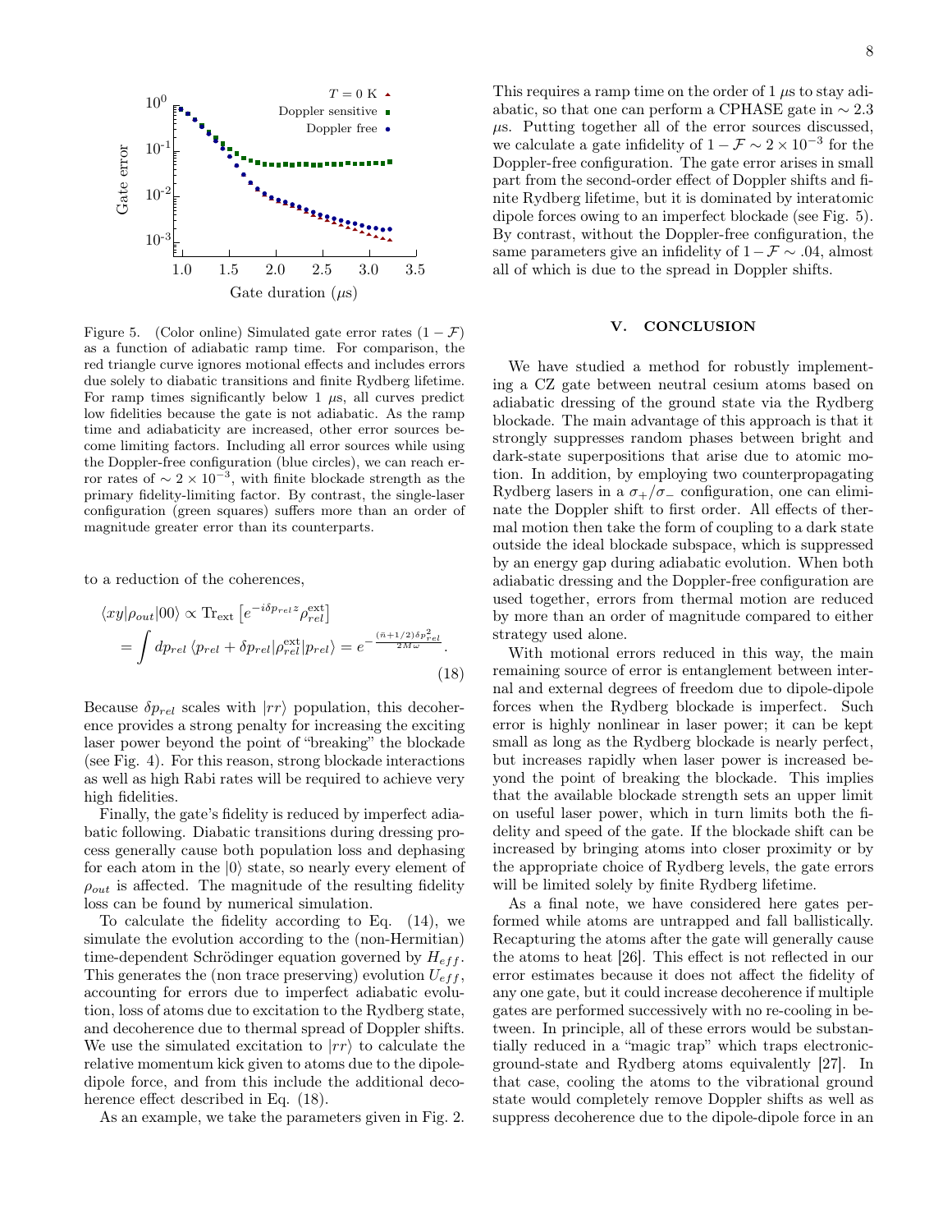Figure 5. (Color online) Simulated gate error rates $(1-\mathcal{F})$ as a function of adiabatic ramp time. For comparison, the red triangle curve ignores motional effects and includes errors due solely to diabatic transitions and finite Rydberg lifetime. For ramp times significantly below 1 $\mu$s, all curves predict low fidelities because the gate is not adiabatic. As the ramp time and adiabaticity are increased, other error sources become limiting factors. Including all error sources while using the Doppler-free configuration (blue circles), we can reach error rates of $\sim 2\times10^{-3}$, with finite blockade strength as the primary fidelity-limiting factor. By contrast, the single-laser configuration (green squares) suffers more than an order of magnitude greater error than its counterparts.

to a reduction of the coherences,

$$\langle xy|\rho_{out}|00\rangle \propto \mathrm{Tr}_{\mathrm{ext}}\left[e^{-i\delta p_{rel}z}\rho^{\mathrm{ext}}_{rel}\right]$$
$$= \int dp_{rel}\,\langle p_{rel}+\delta p_{rel}|\rho^{\mathrm{ext}}_{rel}|p_{rel}\rangle = e^{-\frac{(\bar{n}+1/2)\delta p^2_{rel}}{2M\omega}}. \tag{18}$$

Because $\delta p_{rel}$ scales with $|rr\rangle$ population, this decoherence provides a strong penalty for increasing the exciting laser power beyond the point of "breaking" the blockade (see Fig. 4). For this reason, strong blockade interactions as well as high Rabi rates will be required to achieve very high fidelities.

Finally, the gate's fidelity is reduced by imperfect adiabatic following. Diabatic transitions during dressing process generally cause both population loss and dephasing for each atom in the $|0\rangle$ state, so nearly every element of $\rho_{out}$ is affected. The magnitude of the resulting fidelity loss can be found by numerical simulation.

To calculate the fidelity according to Eq. (14), we simulate the evolution according to the (non-Hermitian) time-dependent Schrödinger equation governed by $H_{eff}$. This generates the (non trace preserving) evolution $U_{eff}$, accounting for errors due to imperfect adiabatic evolution, loss of atoms due to excitation to the Rydberg state, and decoherence due to thermal spread of Doppler shifts. We use the simulated excitation to $|rr\rangle$ to calculate the relative momentum kick given to atoms due to the dipole-dipole force, and from this include the additional decoherence effect described in Eq. (18).

As an example, we take the parameters given in Fig. 2. This requires a ramp time on the order of 1 $\mu$s to stay adiabatic, so that one can perform a CPHASE gate in $\sim 2.3$ $\mu$s. Putting together all of the error sources discussed, we calculate a gate infidelity of $1-\mathcal{F}\sim 2\times10^{-3}$ for the Doppler-free configuration. The gate error arises in small part from the second-order effect of Doppler shifts and finite Rydberg lifetime, but it is dominated by interatomic dipole forces owing to an imperfect blockade (see Fig. 5). By contrast, without the Doppler-free configuration, the same parameters give an infidelity of $1-\mathcal{F}\sim .04$, almost all of which is due to the spread in Doppler shifts.

## V. CONCLUSION

We have studied a method for robustly implementing a CZ gate between neutral cesium atoms based on adiabatic dressing of the ground state via the Rydberg blockade. The main advantage of this approach is that it strongly suppresses random phases between bright and dark-state superpositions that arise due to atomic motion. In addition, by employing two counterpropagating Rydberg lasers in a $\sigma_+/\sigma_-$ configuration, one can eliminate the Doppler shift to first order. All effects of thermal motion then take the form of coupling to a dark state outside the ideal blockade subspace, which is suppressed by an energy gap during adiabatic evolution. When both adiabatic dressing and the Doppler-free configuration are used together, errors from thermal motion are reduced by more than an order of magnitude compared to either strategy used alone.

With motional errors reduced in this way, the main remaining source of error is entanglement between internal and external degrees of freedom due to dipole-dipole forces when the Rydberg blockade is imperfect. Such error is highly nonlinear in laser power; it can be kept small as long as the Rydberg blockade is nearly perfect, but increases rapidly when laser power is increased beyond the point of breaking the blockade. This implies that the available blockade strength sets an upper limit on useful laser power, which in turn limits both the fidelity and speed of the gate. If the blockade shift can be increased by bringing atoms into closer proximity or by the appropriate choice of Rydberg levels, the gate errors will be limited solely by finite Rydberg lifetime.

As a final note, we have considered here gates performed while atoms are untrapped and fall ballistically. Recapturing the atoms after the gate will generally cause the atoms to heat [26]. This effect is not reflected in our error estimates because it does not affect the fidelity of any one gate, but it could increase decoherence if multiple gates are performed successively with no re-cooling in between. In principle, all of these errors would be substantially reduced in a "magic trap" which traps electronic-ground-state and Rydberg atoms equivalently [27]. In that case, cooling the atoms to the vibrational ground state would completely remove Doppler shifts as well as suppress decoherence due to the dipole-dipole force in an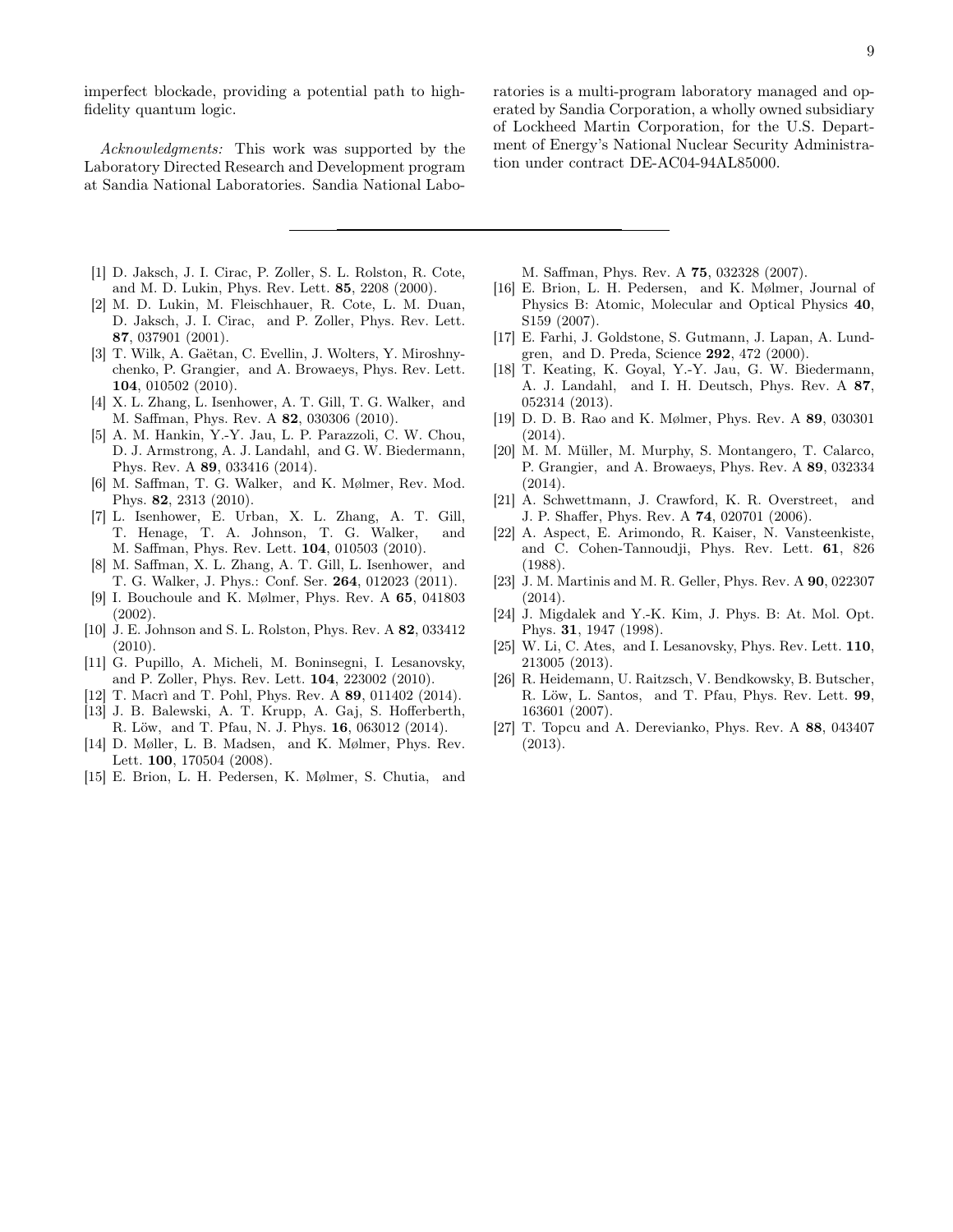imperfect blockade, providing a potential path to high-fidelity quantum logic.

*Acknowledgments:* This work was supported by the Laboratory Directed Research and Development program at Sandia National Laboratories. Sandia National Laboratories is a multi-program laboratory managed and operated by Sandia Corporation, a wholly owned subsidiary of Lockheed Martin Corporation, for the U.S. Department of Energy's National Nuclear Security Administration under contract DE-AC04-94AL85000.

---

[1] D. Jaksch, J. I. Cirac, P. Zoller, S. L. Rolston, R. Cote, and M. D. Lukin, Phys. Rev. Lett. **85**, 2208 (2000).

[2] M. D. Lukin, M. Fleischhauer, R. Cote, L. M. Duan, D. Jaksch, J. I. Cirac, and P. Zoller, Phys. Rev. Lett. **87**, 037901 (2001).

[3] T. Wilk, A. Gaëtan, C. Evellin, J. Wolters, Y. Miroshnychenko, P. Grangier, and A. Browaeys, Phys. Rev. Lett. **104**, 010502 (2010).

[4] X. L. Zhang, L. Isenhower, A. T. Gill, T. G. Walker, and M. Saffman, Phys. Rev. A **82**, 030306 (2010).

[5] A. M. Hankin, Y.-Y. Jau, L. P. Parazzoli, C. W. Chou, D. J. Armstrong, A. J. Landahl, and G. W. Biedermann, Phys. Rev. A **89**, 033416 (2014).

[6] M. Saffman, T. G. Walker, and K. Mølmer, Rev. Mod. Phys. **82**, 2313 (2010).

[7] L. Isenhower, E. Urban, X. L. Zhang, A. T. Gill, T. Henage, T. A. Johnson, T. G. Walker, and M. Saffman, Phys. Rev. Lett. **104**, 010503 (2010).

[8] M. Saffman, X. L. Zhang, A. T. Gill, L. Isenhower, and T. G. Walker, J. Phys.: Conf. Ser. **264**, 012023 (2011).

[9] I. Bouchoule and K. Mølmer, Phys. Rev. A **65**, 041803 (2002).

[10] J. E. Johnson and S. L. Rolston, Phys. Rev. A **82**, 033412 (2010).

[11] G. Pupillo, A. Micheli, M. Boninsegni, I. Lesanovsky, and P. Zoller, Phys. Rev. Lett. **104**, 223002 (2010).

[12] T. Macrì and T. Pohl, Phys. Rev. A **89**, 011402 (2014).

[13] J. B. Balewski, A. T. Krupp, A. Gaj, S. Hofferberth, R. Löw, and T. Pfau, N. J. Phys. **16**, 063012 (2014).

[14] D. Møller, L. B. Madsen, and K. Mølmer, Phys. Rev. Lett. **100**, 170504 (2008).

[15] E. Brion, L. H. Pedersen, K. Mølmer, S. Chutia, and M. Saffman, Phys. Rev. A **75**, 032328 (2007).

[16] E. Brion, L. H. Pedersen, and K. Mølmer, Journal of Physics B: Atomic, Molecular and Optical Physics **40**, S159 (2007).

[17] E. Farhi, J. Goldstone, S. Gutmann, J. Lapan, A. Lundgren, and D. Preda, Science **292**, 472 (2000).

[18] T. Keating, K. Goyal, Y.-Y. Jau, G. W. Biedermann, A. J. Landahl, and I. H. Deutsch, Phys. Rev. A **87**, 052314 (2013).

[19] D. D. B. Rao and K. Mølmer, Phys. Rev. A **89**, 030301 (2014).

[20] M. M. Müller, M. Murphy, S. Montangero, T. Calarco, P. Grangier, and A. Browaeys, Phys. Rev. A **89**, 032334 (2014).

[21] A. Schwettmann, J. Crawford, K. R. Overstreet, and J. P. Shaffer, Phys. Rev. A **74**, 020701 (2006).

[22] A. Aspect, E. Arimondo, R. Kaiser, N. Vansteenkiste, and C. Cohen-Tannoudji, Phys. Rev. Lett. **61**, 826 (1988).

[23] J. M. Martinis and M. R. Geller, Phys. Rev. A **90**, 022307 (2014).

[24] J. Migdalek and Y.-K. Kim, J. Phys. B: At. Mol. Opt. Phys. **31**, 1947 (1998).

[25] W. Li, C. Ates, and I. Lesanovsky, Phys. Rev. Lett. **110**, 213005 (2013).

[26] R. Heidemann, U. Raitzsch, V. Bendkowsky, B. Butscher, R. Löw, L. Santos, and T. Pfau, Phys. Rev. Lett. **99**, 163601 (2007).

[27] T. Topcu and A. Derevianko, Phys. Rev. A **88**, 043407 (2013).